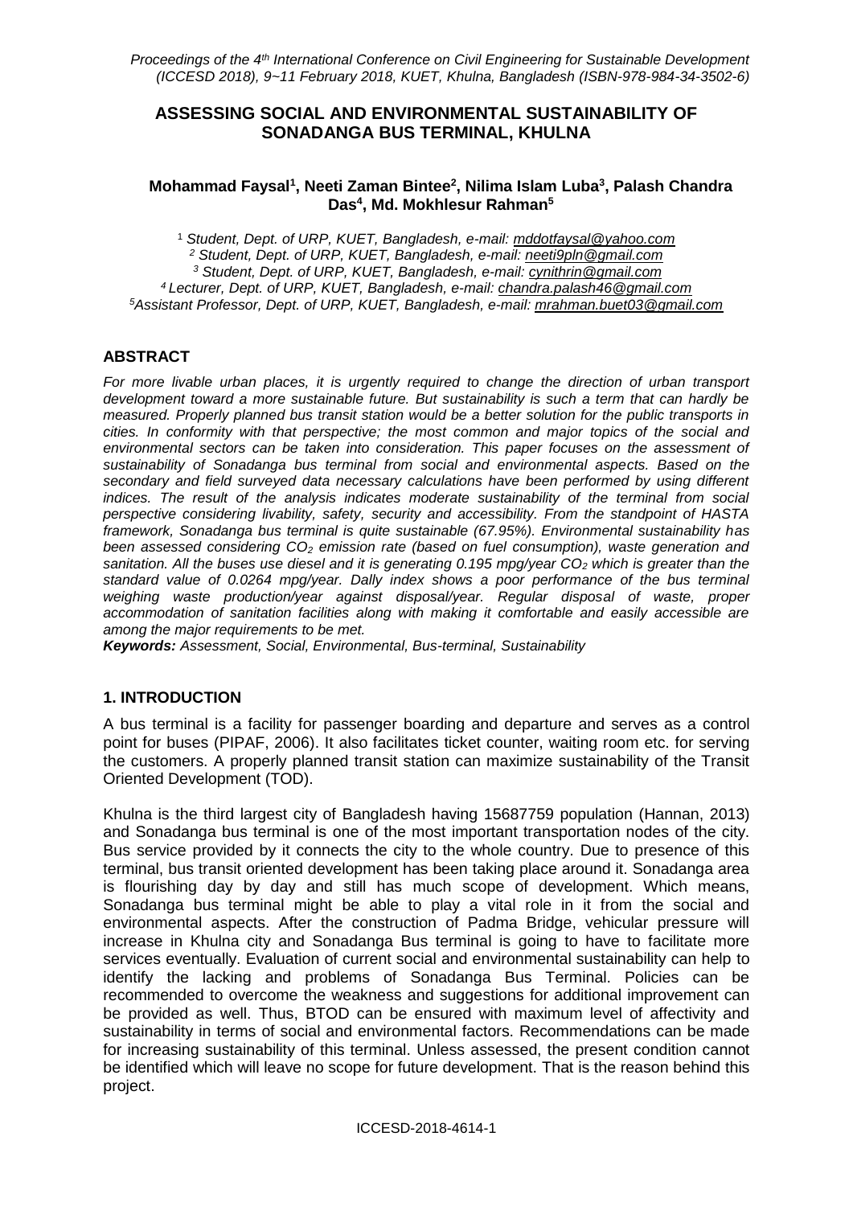# ASSESSING SOCIAL AND ENVIRONMENTAL SUSTAINABILITY OF SONADANGA BUS TERMINAL, KHULNA

**Mohammad Faysal[1], Neeti Zaman Bintee[2], Nilima Islam Luba[3], Palash Chandra Das[4], Md. Mokhlesur Rahman[5]**

[1] *Student, Dept. of URP, KUET, Bangladesh, e-mail: mddotfaysal@yahoo.com*
[2] *Student, Dept. of URP, KUET, Bangladesh, e-mail: neeti9pln@gmail.com*
[3] *Student, Dept. of URP, KUET, Bangladesh, e-mail: cynithrin@gmail.com*
[4] *Lecturer, Dept. of URP, KUET, Bangladesh, e-mail: chandra.palash46@gmail.com*
[5] *Assistant Professor, Dept. of URP, KUET, Bangladesh, e-mail: mrahman.buet03@gmail.com*

## ABSTRACT

*For more livable urban places, it is urgently required to change the direction of urban transport development toward a more sustainable future. But sustainability is such a term that can hardly be measured. Properly planned bus transit station would be a better solution for the public transports in cities. In conformity with that perspective; the most common and major topics of the social and environmental sectors can be taken into consideration. This paper focuses on the assessment of sustainability of Sonadanga bus terminal from social and environmental aspects. Based on the secondary and field surveyed data necessary calculations have been performed by using different indices. The result of the analysis indicates moderate sustainability of the terminal from social perspective considering livability, safety, security and accessibility. From the standpoint of HASTA framework, Sonadanga bus terminal is quite sustainable (67.95%). Environmental sustainability has been assessed considering $CO_2$ emission rate (based on fuel consumption), waste generation and sanitation. All the buses use diesel and it is generating 0.195 mpg/year $CO_2$ which is greater than the standard value of 0.0264 mpg/year. Dally index shows a poor performance of the bus terminal weighing waste production/year against disposal/year. Regular disposal of waste, proper accommodation of sanitation facilities along with making it comfortable and easily accessible are among the major requirements to be met.*

***Keywords:*** *Assessment, Social, Environmental, Bus-terminal, Sustainability*

## 1. INTRODUCTION

A bus terminal is a facility for passenger boarding and departure and serves as a control point for buses (PIPAF, 2006). It also facilitates ticket counter, waiting room etc. for serving the customers. A properly planned transit station can maximize sustainability of the Transit Oriented Development (TOD).

Khulna is the third largest city of Bangladesh having 15687759 population (Hannan, 2013) and Sonadanga bus terminal is one of the most important transportation nodes of the city. Bus service provided by it connects the city to the whole country. Due to presence of this terminal, bus transit oriented development has been taking place around it. Sonadanga area is flourishing day by day and still has much scope of development. Which means, Sonadanga bus terminal might be able to play a vital role in it from the social and environmental aspects. After the construction of Padma Bridge, vehicular pressure will increase in Khulna city and Sonadanga Bus terminal is going to have to facilitate more services eventually. Evaluation of current social and environmental sustainability can help to identify the lacking and problems of Sonadanga Bus Terminal. Policies can be recommended to overcome the weakness and suggestions for additional improvement can be provided as well. Thus, BTOD can be ensured with maximum level of affectivity and sustainability in terms of social and environmental factors. Recommendations can be made for increasing sustainability of this terminal. Unless assessed, the present condition cannot be identified which will leave no scope for future development. That is the reason behind this project.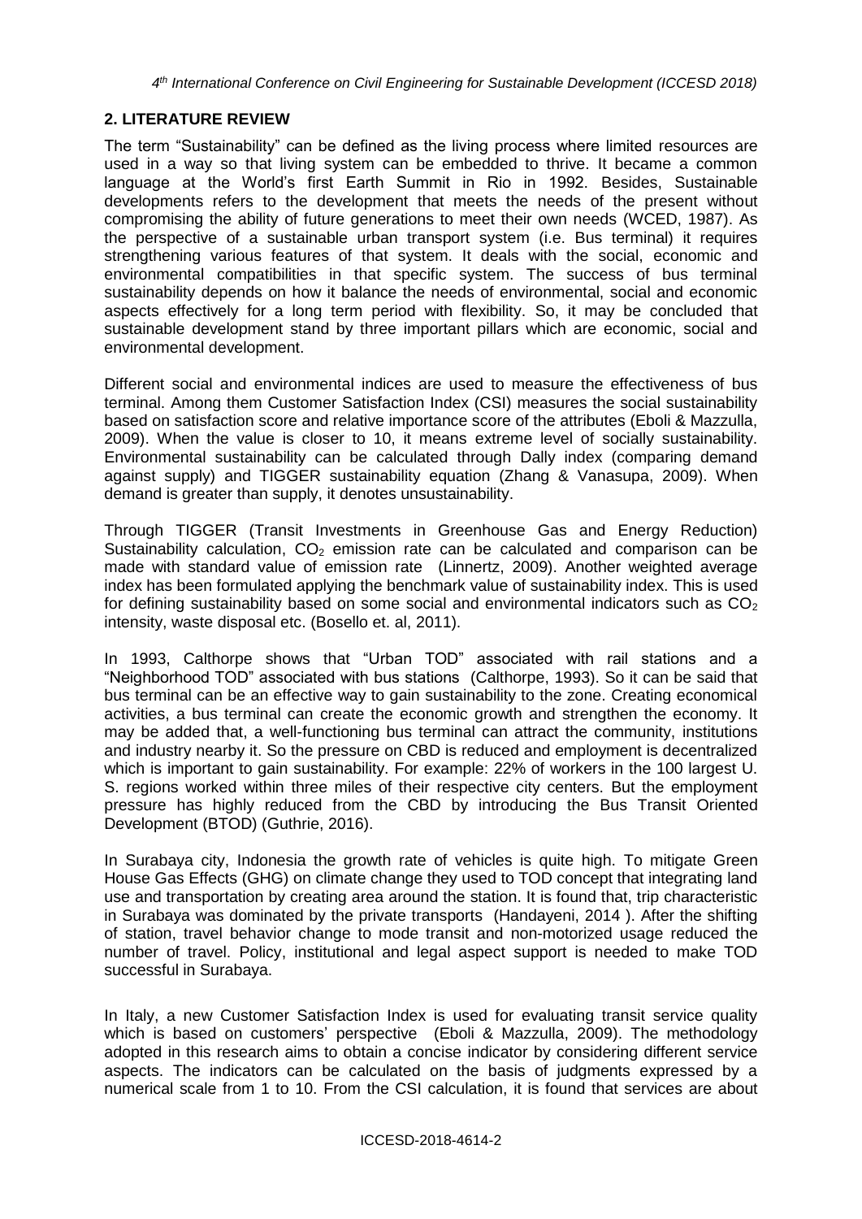## 2. LITERATURE REVIEW

The term "Sustainability" can be defined as the living process where limited resources are used in a way so that living system can be embedded to thrive. It became a common language at the World's first Earth Summit in Rio in 1992. Besides, Sustainable developments refers to the development that meets the needs of the present without compromising the ability of future generations to meet their own needs (WCED, 1987). As the perspective of a sustainable urban transport system (i.e. Bus terminal) it requires strengthening various features of that system. It deals with the social, economic and environmental compatibilities in that specific system. The success of bus terminal sustainability depends on how it balance the needs of environmental, social and economic aspects effectively for a long term period with flexibility. So, it may be concluded that sustainable development stand by three important pillars which are economic, social and environmental development.

Different social and environmental indices are used to measure the effectiveness of bus terminal. Among them Customer Satisfaction Index (CSI) measures the social sustainability based on satisfaction score and relative importance score of the attributes (Eboli & Mazzulla, 2009). When the value is closer to 10, it means extreme level of socially sustainability. Environmental sustainability can be calculated through Dally index (comparing demand against supply) and TIGGER sustainability equation (Zhang & Vanasupa, 2009). When demand is greater than supply, it denotes unsustainability.

Through TIGGER (Transit Investments in Greenhouse Gas and Energy Reduction) Sustainability calculation, $CO_2$ emission rate can be calculated and comparison can be made with standard value of emission rate (Linnertz, 2009). Another weighted average index has been formulated applying the benchmark value of sustainability index. This is used for defining sustainability based on some social and environmental indicators such as $CO_2$ intensity, waste disposal etc. (Bosello et. al, 2011).

In 1993, Calthorpe shows that "Urban TOD" associated with rail stations and a "Neighborhood TOD" associated with bus stations (Calthorpe, 1993). So it can be said that bus terminal can be an effective way to gain sustainability to the zone. Creating economical activities, a bus terminal can create the economic growth and strengthen the economy. It may be added that, a well-functioning bus terminal can attract the community, institutions and industry nearby it. So the pressure on CBD is reduced and employment is decentralized which is important to gain sustainability. For example: 22% of workers in the 100 largest U. S. regions worked within three miles of their respective city centers. But the employment pressure has highly reduced from the CBD by introducing the Bus Transit Oriented Development (BTOD) (Guthrie, 2016).

In Surabaya city, Indonesia the growth rate of vehicles is quite high. To mitigate Green House Gas Effects (GHG) on climate change they used to TOD concept that integrating land use and transportation by creating area around the station. It is found that, trip characteristic in Surabaya was dominated by the private transports (Handayeni, 2014 ). After the shifting of station, travel behavior change to mode transit and non-motorized usage reduced the number of travel. Policy, institutional and legal aspect support is needed to make TOD successful in Surabaya.

In Italy, a new Customer Satisfaction Index is used for evaluating transit service quality which is based on customers' perspective (Eboli & Mazzulla, 2009). The methodology adopted in this research aims to obtain a concise indicator by considering different service aspects. The indicators can be calculated on the basis of judgments expressed by a numerical scale from 1 to 10. From the CSI calculation, it is found that services are about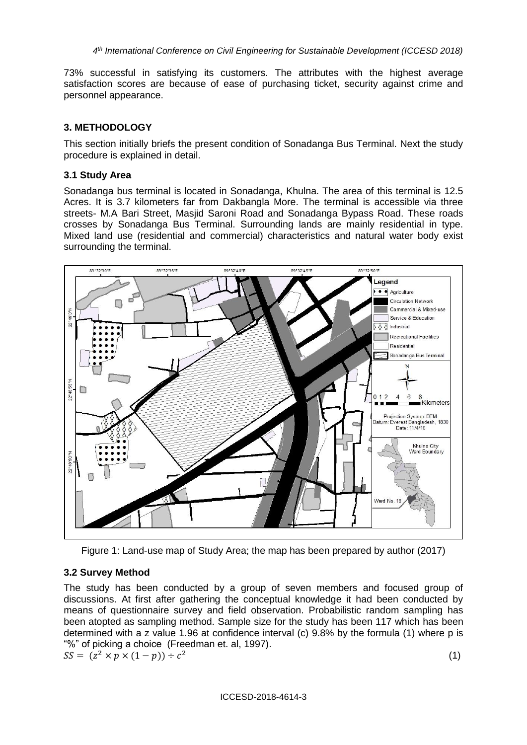73% successful in satisfying its customers. The attributes with the highest average satisfaction scores are because of ease of purchasing ticket, security against crime and personnel appearance.

## 3. METHODOLOGY

This section initially briefs the present condition of Sonadanga Bus Terminal. Next the study procedure is explained in detail.

### 3.1 Study Area

Sonadanga bus terminal is located in Sonadanga, Khulna. The area of this terminal is 12.5 Acres. It is 3.7 kilometers far from Dakbangla More. The terminal is accessible via three streets- M.A Bari Street, Masjid Saroni Road and Sonadanga Bypass Road. These roads crosses by Sonadanga Bus Terminal. Surrounding lands are mainly residential in type. Mixed land use (residential and commercial) characteristics and natural water body exist surrounding the terminal.

Figure 1: Land-use map of Study Area; the map has been prepared by author (2017)

### 3.2 Survey Method

The study has been conducted by a group of seven members and focused group of discussions. At first after gathering the conceptual knowledge it had been conducted by means of questionnaire survey and field observation. Probabilistic random sampling has been atopted as sampling method. Sample size for the study has been 117 which has been determined with a z value 1.96 at confidence interval (c) 9.8% by the formula (1) where p is "%" of picking a choice (Freedman et. al, 1997).

$$SS = (z^2 \times p \times (1-p)) \div c^2 \quad (1)$$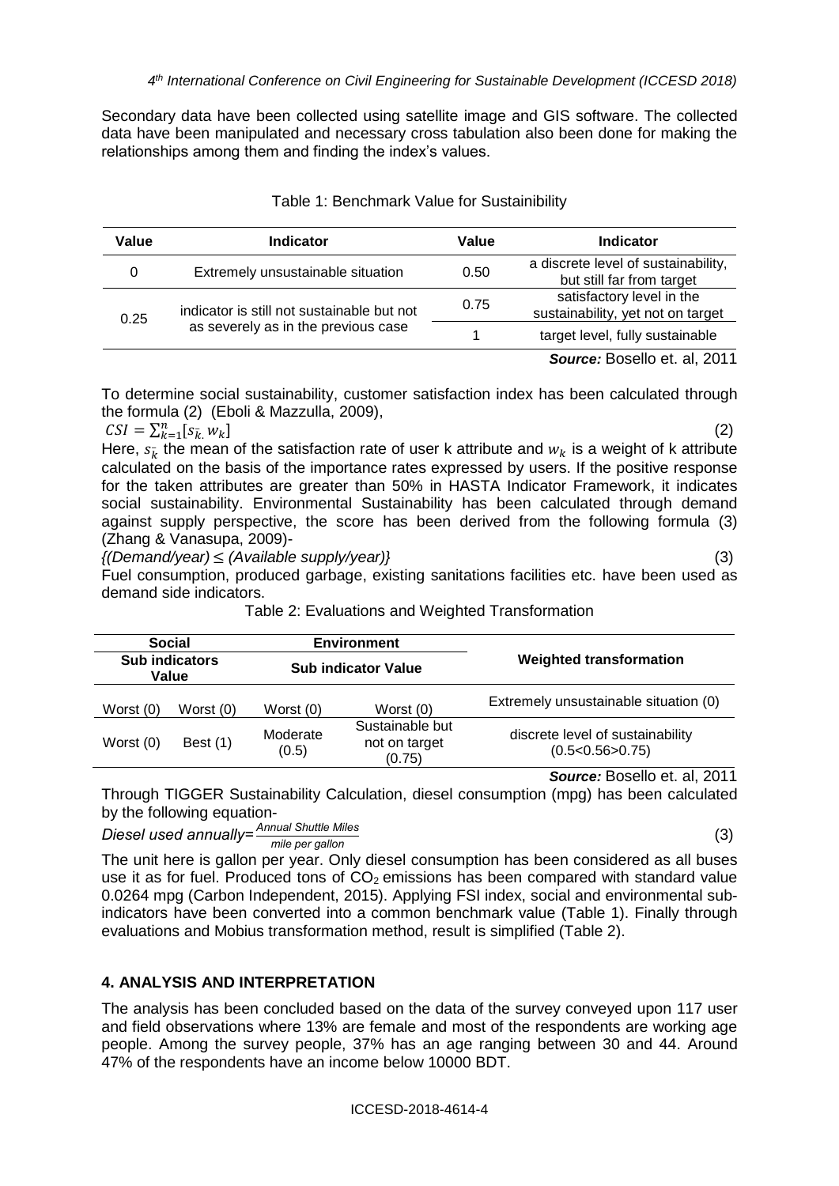Secondary data have been collected using satellite image and GIS software. The collected data have been manipulated and necessary cross tabulation also been done for making the relationships among them and finding the index's values.

Table 1: Benchmark Value for Sustainibility

| Value | Indicator | Value | Indicator |
|---|---|---|---|
| 0 | Extremely unsustainable situation | 0.50 | a discrete level of sustainability, but still far from target |
| 0.25 | indicator is still not sustainable but not as severely as in the previous case | 0.75 | satisfactory level in the sustainability, yet not on target |
| | | 1 | target level, fully sustainable |

***Source:*** Bosello et. al, 2011

To determine social sustainability, customer satisfaction index has been calculated through the formula (2) (Eboli & Mazzulla, 2009),

$$CSI = \sum_{k=1}^{n} [s_{\bar{k}.} w_k] \tag{2}$$

Here, $s_{\bar{k}}$ the mean of the satisfaction rate of user k attribute and $w_k$ is a weight of k attribute calculated on the basis of the importance rates expressed by users. If the positive response for the taken attributes are greater than 50% in HASTA Indicator Framework, it indicates social sustainability. Environmental Sustainability has been calculated through demand against supply perspective, the score has been derived from the following formula (3) (Zhang & Vanasupa, 2009)-

*{(Demand/year) ≤ (Available supply/year)}* (3)

Fuel consumption, produced garbage, existing sanitations facilities etc. have been used as demand side indicators.

Table 2: Evaluations and Weighted Transformation

| Social | | Environment | | Weighted transformation |
|---|---|---|---|---|
| Sub indicators Value | | Sub indicator Value | | |
| Worst (0) | Worst (0) | Worst (0) | Worst (0) | Extremely unsustainable situation (0) |
| Worst (0) | Best (1) | Moderate (0.5) | Sustainable but not on target (0.75) | discrete level of sustainability (0.5<0.56>0.75) |

***Source:*** Bosello et. al, 2011

Through TIGGER Sustainability Calculation, diesel consumption (mpg) has been calculated by the following equation-

$$\textit{Diesel used annually} = \frac{\textit{Annual Shuttle Miles}}{\textit{mile per gallon}} \tag{3}$$

The unit here is gallon per year. Only diesel consumption has been considered as all buses use it as for fuel. Produced tons of $CO_2$ emissions has been compared with standard value 0.0264 mpg (Carbon Independent, 2015). Applying FSI index, social and environmental sub-indicators have been converted into a common benchmark value (Table 1). Finally through evaluations and Mobius transformation method, result is simplified (Table 2).

## 4. ANALYSIS AND INTERPRETATION

The analysis has been concluded based on the data of the survey conveyed upon 117 user and field observations where 13% are female and most of the respondents are working age people. Among the survey people, 37% has an age ranging between 30 and 44. Around 47% of the respondents have an income below 10000 BDT.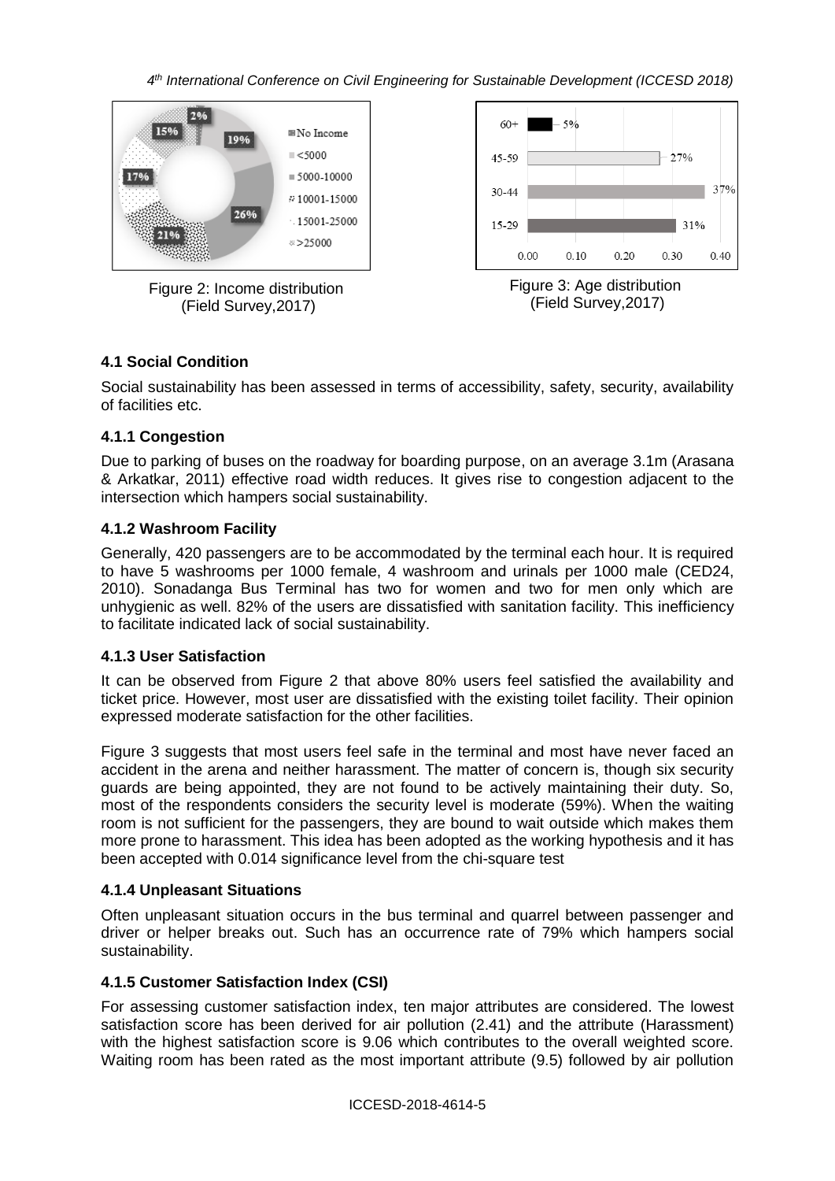Figure 2: Income distribution (Field Survey,2017)

Figure 3: Age distribution (Field Survey,2017)

### 4.1 Social Condition

Social sustainability has been assessed in terms of accessibility, safety, security, availability of facilities etc.

#### 4.1.1 Congestion

Due to parking of buses on the roadway for boarding purpose, on an average 3.1m (Arasana & Arkatkar, 2011) effective road width reduces. It gives rise to congestion adjacent to the intersection which hampers social sustainability.

#### 4.1.2 Washroom Facility

Generally, 420 passengers are to be accommodated by the terminal each hour. It is required to have 5 washrooms per 1000 female, 4 washroom and urinals per 1000 male (CED24, 2010). Sonadanga Bus Terminal has two for women and two for men only which are unhygienic as well. 82% of the users are dissatisfied with sanitation facility. This inefficiency to facilitate indicated lack of social sustainability.

#### 4.1.3 User Satisfaction

It can be observed from Figure 2 that above 80% users feel satisfied the availability and ticket price. However, most user are dissatisfied with the existing toilet facility. Their opinion expressed moderate satisfaction for the other facilities.

Figure 3 suggests that most users feel safe in the terminal and most have never faced an accident in the arena and neither harassment. The matter of concern is, though six security guards are being appointed, they are not found to be actively maintaining their duty. So, most of the respondents considers the security level is moderate (59%). When the waiting room is not sufficient for the passengers, they are bound to wait outside which makes them more prone to harassment. This idea has been adopted as the working hypothesis and it has been accepted with 0.014 significance level from the chi-square test

#### 4.1.4 Unpleasant Situations

Often unpleasant situation occurs in the bus terminal and quarrel between passenger and driver or helper breaks out. Such has an occurrence rate of 79% which hampers social sustainability.

#### 4.1.5 Customer Satisfaction Index (CSI)

For assessing customer satisfaction index, ten major attributes are considered. The lowest satisfaction score has been derived for air pollution (2.41) and the attribute (Harassment) with the highest satisfaction score is 9.06 which contributes to the overall weighted score. Waiting room has been rated as the most important attribute (9.5) followed by air pollution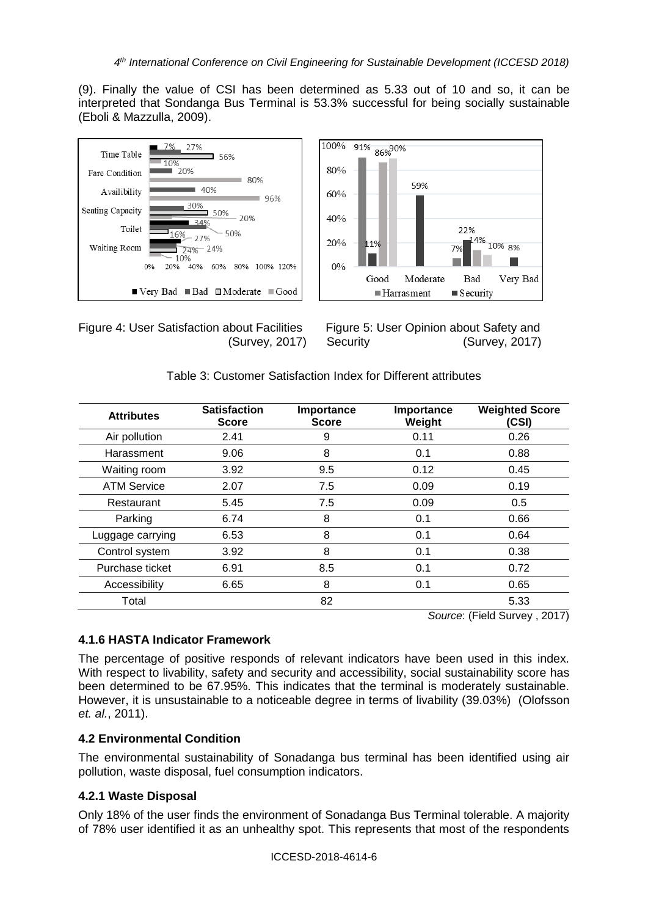(9). Finally the value of CSI has been determined as 5.33 out of 10 and so, it can be interpreted that Sondanga Bus Terminal is 53.3% successful for being socially sustainable (Eboli & Mazzulla, 2009).

Figure 4: User Satisfaction about Facilities (Survey, 2017)

Figure 5: User Opinion about Safety and Security (Survey, 2017)

Table 3: Customer Satisfaction Index for Different attributes

| Attributes | Satisfaction Score | Importance Score | Importance Weight | Weighted Score (CSI) |
|---|---|---|---|---|
| Air pollution | 2.41 | 9 | 0.11 | 0.26 |
| Harassment | 9.06 | 8 | 0.1 | 0.88 |
| Waiting room | 3.92 | 9.5 | 0.12 | 0.45 |
| ATM Service | 2.07 | 7.5 | 0.09 | 0.19 |
| Restaurant | 5.45 | 7.5 | 0.09 | 0.5 |
| Parking | 6.74 | 8 | 0.1 | 0.66 |
| Luggage carrying | 6.53 | 8 | 0.1 | 0.64 |
| Control system | 3.92 | 8 | 0.1 | 0.38 |
| Purchase ticket | 6.91 | 8.5 | 0.1 | 0.72 |
| Accessibility | 6.65 | 8 | 0.1 | 0.65 |
| Total | | 82 | | 5.33 |

*Source*: (Field Survey , 2017)

### 4.1.6 HASTA Indicator Framework

The percentage of positive responds of relevant indicators have been used in this index. With respect to livability, safety and security and accessibility, social sustainability score has been determined to be 67.95%. This indicates that the terminal is moderately sustainable. However, it is unsustainable to a noticeable degree in terms of livability (39.03%) (Olofsson *et. al.*, 2011).

### 4.2 Environmental Condition

The environmental sustainability of Sonadanga bus terminal has been identified using air pollution, waste disposal, fuel consumption indicators.

### 4.2.1 Waste Disposal

Only 18% of the user finds the environment of Sonadanga Bus Terminal tolerable. A majority of 78% user identified it as an unhealthy spot. This represents that most of the respondents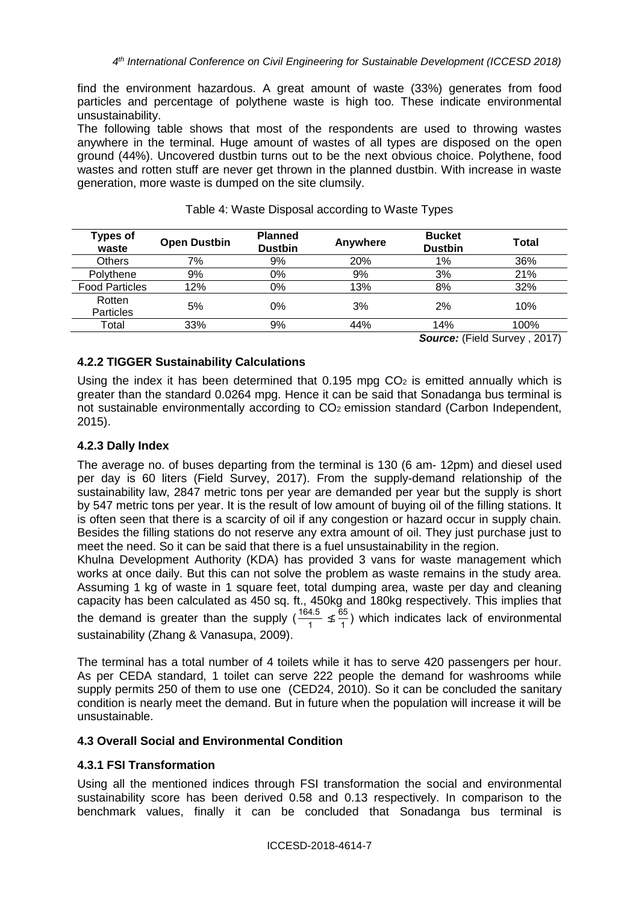find the environment hazardous. A great amount of waste (33%) generates from food particles and percentage of polythene waste is high too. These indicate environmental unsustainability.

The following table shows that most of the respondents are used to throwing wastes anywhere in the terminal. Huge amount of wastes of all types are disposed on the open ground (44%). Uncovered dustbin turns out to be the next obvious choice. Polythene, food wastes and rotten stuff are never get thrown in the planned dustbin. With increase in waste generation, more waste is dumped on the site clumsily.

Table 4: Waste Disposal according to Waste Types

| Types of waste | Open Dustbin | Planned Dustbin | Anywhere | Bucket Dustbin | Total |
|---|---|---|---|---|---|
| Others | 7% | 9% | 20% | 1% | 36% |
| Polythene | 9% | 0% | 9% | 3% | 21% |
| Food Particles | 12% | 0% | 13% | 8% | 32% |
| Rotten Particles | 5% | 0% | 3% | 2% | 10% |
| Total | 33% | 9% | 44% | 14% | 100% |

***Source:*** (Field Survey , 2017)

### 4.2.2 TIGGER Sustainability Calculations

Using the index it has been determined that 0.195 mpg $CO_2$ is emitted annually which is greater than the standard 0.0264 mpg. Hence it can be said that Sonadanga bus terminal is not sustainable environmentally according to $CO_2$ emission standard (Carbon Independent, 2015).

### 4.2.3 Dally Index

The average no. of buses departing from the terminal is 130 (6 am- 12pm) and diesel used per day is 60 liters (Field Survey, 2017). From the supply-demand relationship of the sustainability law, 2847 metric tons per year are demanded per year but the supply is short by 547 metric tons per year. It is the result of low amount of buying oil of the filling stations. It is often seen that there is a scarcity of oil if any congestion or hazard occur in supply chain. Besides the filling stations do not reserve any extra amount of oil. They just purchase just to meet the need. So it can be said that there is a fuel unsustainability in the region.

Khulna Development Authority (KDA) has provided 3 vans for waste management which works at once daily. But this can not solve the problem as waste remains in the study area. Assuming 1 kg of waste in 1 square feet, total dumping area, waste per day and cleaning capacity has been calculated as 450 sq. ft., 450kg and 180kg respectively. This implies that the demand is greater than the supply ($\frac{164.5}{1} \nleq \frac{65}{1}$) which indicates lack of environmental sustainability (Zhang & Vanasupa, 2009).

The terminal has a total number of 4 toilets while it has to serve 420 passengers per hour. As per CEDA standard, 1 toilet can serve 222 people the demand for washrooms while supply permits 250 of them to use one (CED24, 2010). So it can be concluded the sanitary condition is nearly meet the demand. But in future when the population will increase it will be unsustainable.

## 4.3 Overall Social and Environmental Condition

### 4.3.1 FSI Transformation

Using all the mentioned indices through FSI transformation the social and environmental sustainability score has been derived 0.58 and 0.13 respectively. In comparison to the benchmark values, finally it can be concluded that Sonadanga bus terminal is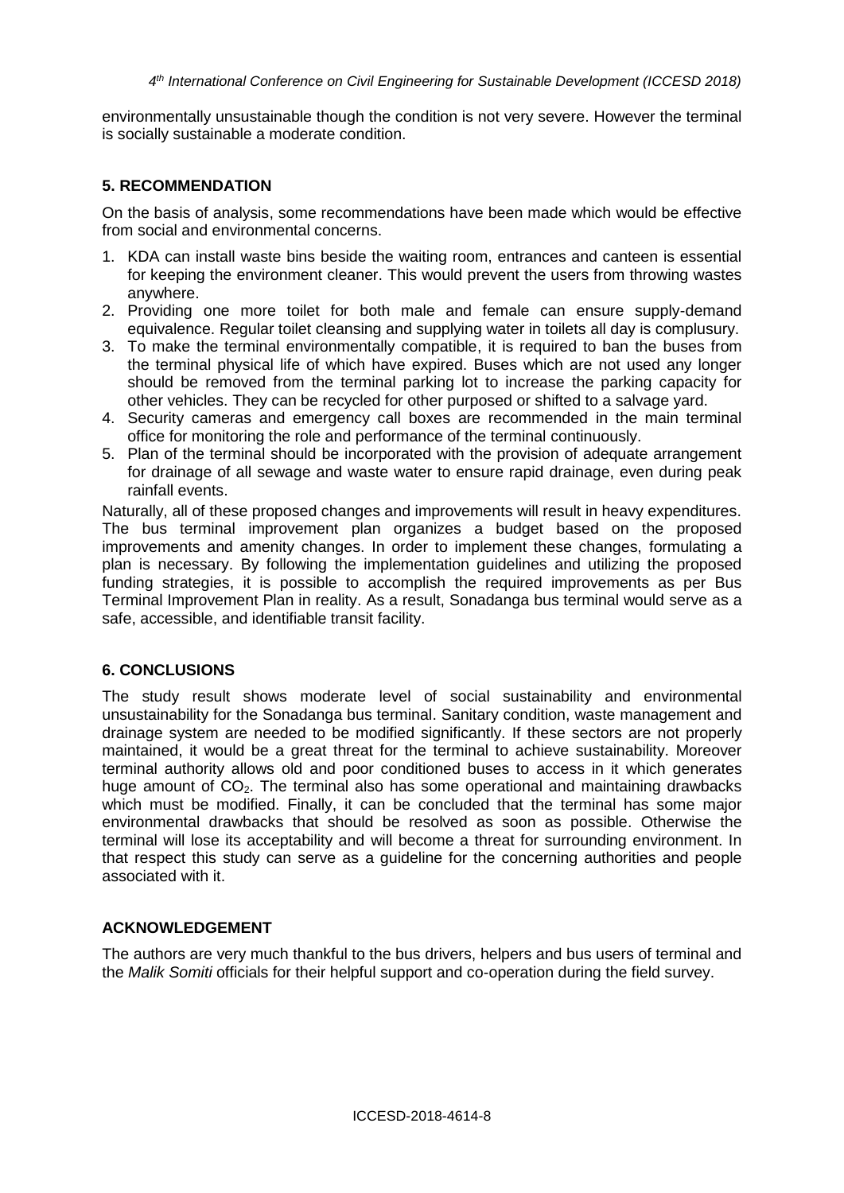environmentally unsustainable though the condition is not very severe. However the terminal is socially sustainable a moderate condition.

## 5. RECOMMENDATION

On the basis of analysis, some recommendations have been made which would be effective from social and environmental concerns.

1. KDA can install waste bins beside the waiting room, entrances and canteen is essential for keeping the environment cleaner. This would prevent the users from throwing wastes anywhere.
2. Providing one more toilet for both male and female can ensure supply-demand equivalence. Regular toilet cleansing and supplying water in toilets all day is complusury.
3. To make the terminal environmentally compatible, it is required to ban the buses from the terminal physical life of which have expired. Buses which are not used any longer should be removed from the terminal parking lot to increase the parking capacity for other vehicles. They can be recycled for other purposed or shifted to a salvage yard.
4. Security cameras and emergency call boxes are recommended in the main terminal office for monitoring the role and performance of the terminal continuously.
5. Plan of the terminal should be incorporated with the provision of adequate arrangement for drainage of all sewage and waste water to ensure rapid drainage, even during peak rainfall events.

Naturally, all of these proposed changes and improvements will result in heavy expenditures. The bus terminal improvement plan organizes a budget based on the proposed improvements and amenity changes. In order to implement these changes, formulating a plan is necessary. By following the implementation guidelines and utilizing the proposed funding strategies, it is possible to accomplish the required improvements as per Bus Terminal Improvement Plan in reality. As a result, Sonadanga bus terminal would serve as a safe, accessible, and identifiable transit facility.

## 6. CONCLUSIONS

The study result shows moderate level of social sustainability and environmental unsustainability for the Sonadanga bus terminal. Sanitary condition, waste management and drainage system are needed to be modified significantly. If these sectors are not properly maintained, it would be a great threat for the terminal to achieve sustainability. Moreover terminal authority allows old and poor conditioned buses to access in it which generates huge amount of $CO_2$. The terminal also has some operational and maintaining drawbacks which must be modified. Finally, it can be concluded that the terminal has some major environmental drawbacks that should be resolved as soon as possible. Otherwise the terminal will lose its acceptability and will become a threat for surrounding environment. In that respect this study can serve as a guideline for the concerning authorities and people associated with it.

## ACKNOWLEDGEMENT

The authors are very much thankful to the bus drivers, helpers and bus users of terminal and the *Malik Somiti* officials for their helpful support and co-operation during the field survey.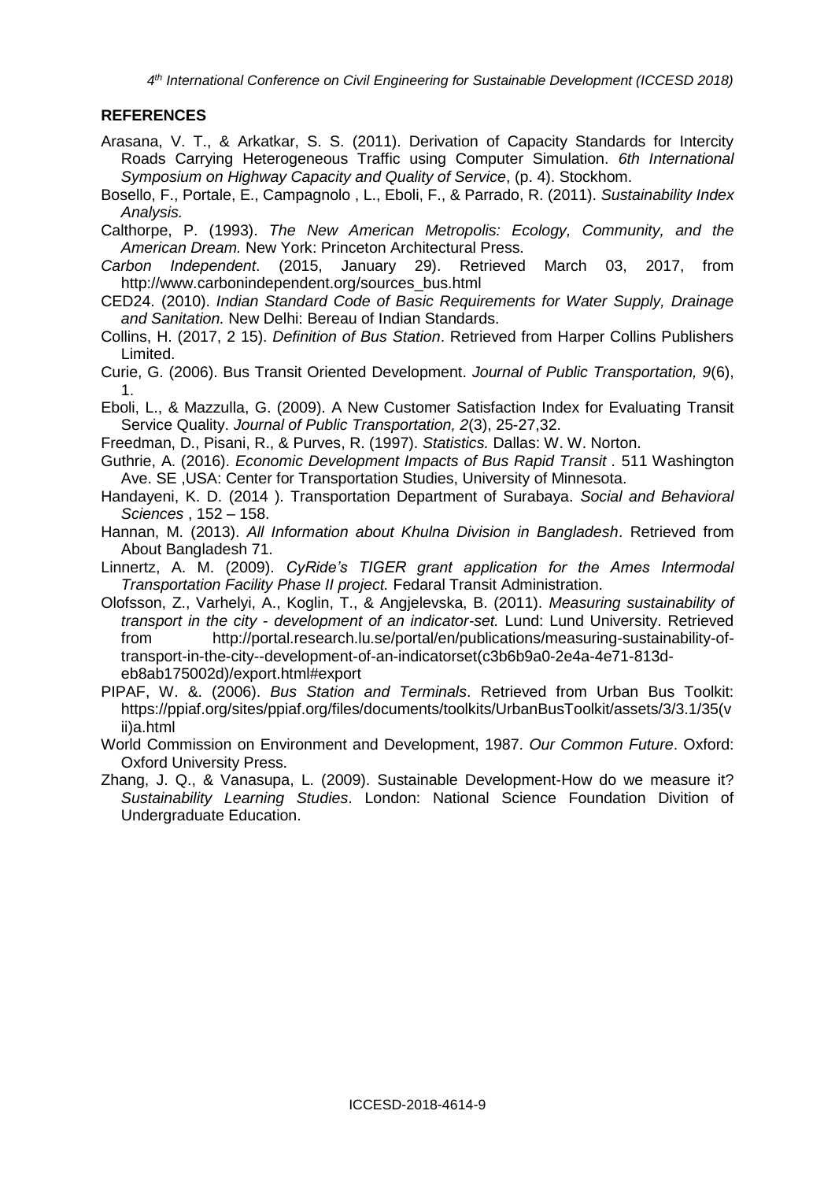## REFERENCES

Arasana, V. T., & Arkatkar, S. S. (2011). Derivation of Capacity Standards for Intercity Roads Carrying Heterogeneous Traffic using Computer Simulation. *6th International Symposium on Highway Capacity and Quality of Service*, (p. 4). Stockhom.

Bosello, F., Portale, E., Campagnolo , L., Eboli, F., & Parrado, R. (2011). *Sustainability Index Analysis.*

Calthorpe, P. (1993). *The New American Metropolis: Ecology, Community, and the American Dream.* New York: Princeton Architectural Press.

*Carbon Independent*. (2015, January 29). Retrieved March 03, 2017, from http://www.carbonindependent.org/sources_bus.html

CED24. (2010). *Indian Standard Code of Basic Requirements for Water Supply, Drainage and Sanitation.* New Delhi: Bereau of Indian Standards.

Collins, H. (2017, 2 15). *Definition of Bus Station*. Retrieved from Harper Collins Publishers Limited.

Curie, G. (2006). Bus Transit Oriented Development. *Journal of Public Transportation, 9*(6), 1.

Eboli, L., & Mazzulla, G. (2009). A New Customer Satisfaction Index for Evaluating Transit Service Quality. *Journal of Public Transportation, 2*(3), 25-27,32.

Freedman, D., Pisani, R., & Purves, R. (1997). *Statistics.* Dallas: W. W. Norton.

Guthrie, A. (2016). *Economic Development Impacts of Bus Rapid Transit* . 511 Washington Ave. SE ,USA: Center for Transportation Studies, University of Minnesota.

Handayeni, K. D. (2014 ). Transportation Department of Surabaya. *Social and Behavioral Sciences* , 152 – 158.

Hannan, M. (2013). *All Information about Khulna Division in Bangladesh*. Retrieved from About Bangladesh 71.

Linnertz, A. M. (2009). *CyRide's TIGER grant application for the Ames Intermodal Transportation Facility Phase II project.* Fedaral Transit Administration.

Olofsson, Z., Varhelyi, A., Koglin, T., & Angjelevska, B. (2011). *Measuring sustainability of transport in the city - development of an indicator-set.* Lund: Lund University. Retrieved from http://portal.research.lu.se/portal/en/publications/measuring-sustainability-of-transport-in-the-city--development-of-an-indicatorset(c3b6b9a0-2e4a-4e71-813d-eb8ab175002d)/export.html#export

PIPAF, W. &. (2006). *Bus Station and Terminals*. Retrieved from Urban Bus Toolkit: https://ppiaf.org/sites/ppiaf.org/files/documents/toolkits/UrbanBusToolkit/assets/3/3.1/35(vii)a.html

World Commission on Environment and Development, 1987. *Our Common Future*. Oxford: Oxford University Press.

Zhang, J. Q., & Vanasupa, L. (2009). Sustainable Development-How do we measure it? *Sustainability Learning Studies*. London: National Science Foundation Divition of Undergraduate Education.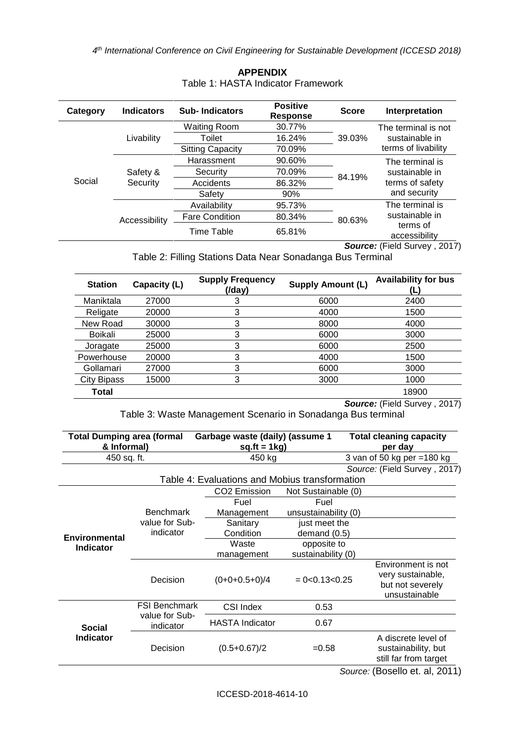## APPENDIX

Table 1: HASTA Indicator Framework

| Category | Indicators | Sub- Indicators | Positive Response | Score | Interpretation |
|---|---|---|---|---|---|
| Social | Livability | Waiting Room | 30.77% | 39.03% | The terminal is not sustainable in terms of livability |
| | | Toilet | 16.24% | | |
| | | Sitting Capacity | 70.09% | | |
| | Safety & Security | Harassment | 90.60% | 84.19% | The terminal is sustainable in terms of safety and security |
| | | Security | 70.09% | | |
| | | Accidents | 86.32% | | |
| | | Safety | 90% | | |
| | Accessibility | Availability | 95.73% | 80.63% | The terminal is sustainable in terms of accessibility |
| | | Fare Condition | 80.34% | | |
| | | Time Table | 65.81% | | |

***Source:*** (Field Survey , 2017)

Table 2: Filling Stations Data Near Sonadanga Bus Terminal

| Station | Capacity (L) | Supply Frequency (/day) | Supply Amount (L) | Availability for bus (L) |
|---|---|---|---|---|
| Maniktala | 27000 | 3 | 6000 | 2400 |
| Religate | 20000 | 3 | 4000 | 1500 |
| New Road | 30000 | 3 | 8000 | 4000 |
| Boikali | 25000 | 3 | 6000 | 3000 |
| Joragate | 25000 | 3 | 6000 | 2500 |
| Powerhouse | 20000 | 3 | 4000 | 1500 |
| Gollamari | 27000 | 3 | 6000 | 3000 |
| City Bipass | 15000 | 3 | 3000 | 1000 |
| **Total** | | | | 18900 |

***Source:*** (Field Survey , 2017)

Table 3: Waste Management Scenario in Sonadanga Bus terminal

| Total Dumping area (formal & Informal) | Garbage waste (daily) (assume 1 sq.ft = 1kg) | Total cleaning capacity per day |
|---|---|---|
| 450 sq. ft. | 450 kg | 3 van of 50 kg per =180 kg |

*Source:* (Field Survey , 2017)

Table 4: Evaluations and Mobius transformation

| | | | | |
|---|---|---|---|---|
| **Environmental Indicator** | Benchmark value for Sub-indicator | $CO_2$ Emission | Not Sustainable (0) | |
| | | Fuel Management | Fuel unsustainability (0) | |
| | | Sanitary Condition | just meet the demand (0.5) | |
| | | Waste management | opposite to sustainability (0) | |
| | Decision | (0+0+0.5+0)/4 | = 0<0.13<0.25 | Environment is not very sustainable, but not severely unsustainable |
| **Social Indicator** | FSI Benchmark value for Sub-indicator | CSI Index | 0.53 | |
| | | HASTA Indicator | 0.67 | |
| | Decision | (0.5+0.67)/2 | =0.58 | A discrete level of sustainability, but still far from target |

*Source:* (Bosello et. al, 2011)